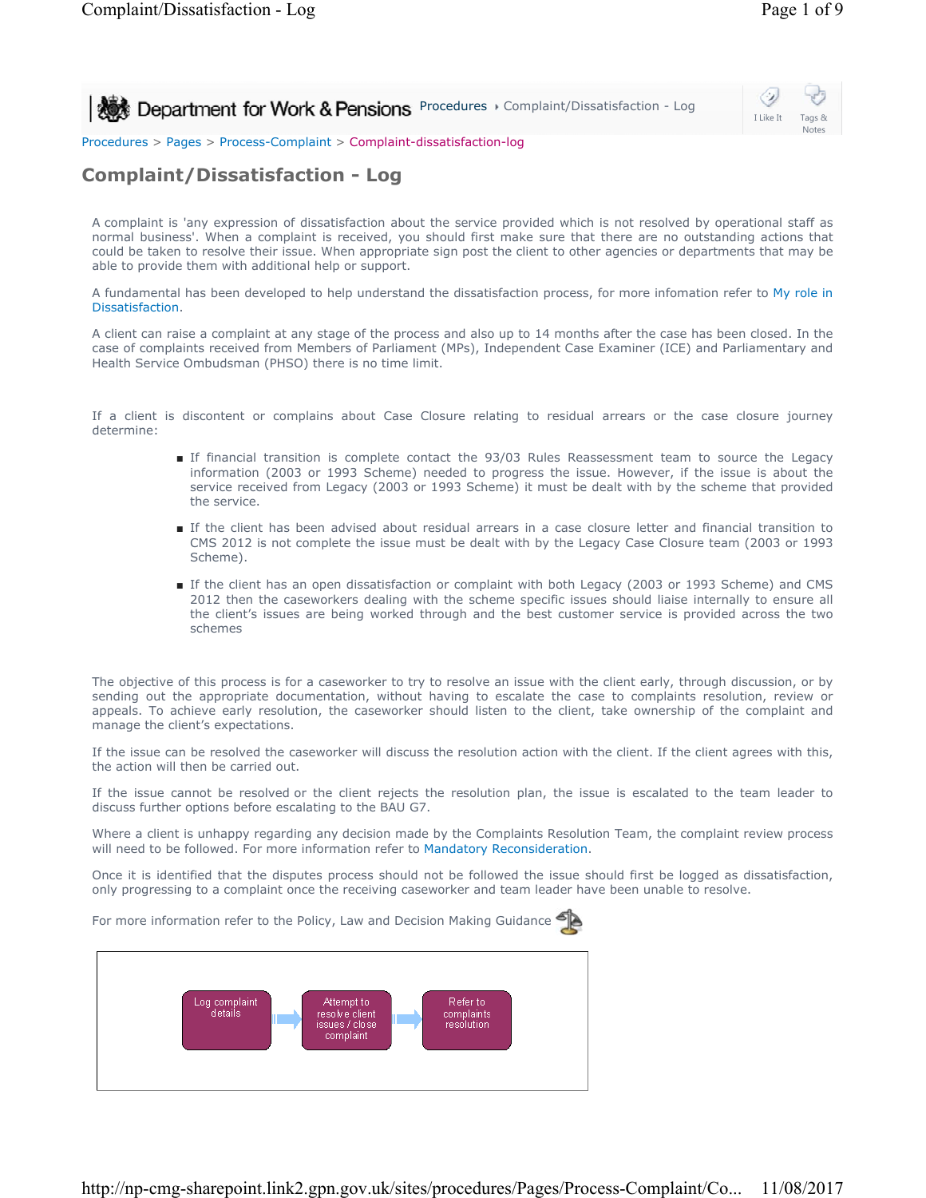Procedures > Pages > Process-Complaint > Complaint-dissatisfaction-log

# Complaint/Dissatisfaction - Log

A complaint is 'any expression of dissatisfaction about the service provided which is not resolved by operational staff as normal business'. When a complaint is received, you should first make sure that there are no outstanding actions that could be taken to resolve their issue. When appropriate sign post the client to other agencies or departments that may be able to provide them with additional help or support.

A fundamental has been developed to help understand the dissatisfaction process, for more infomation refer to My role in Dissatisfaction.

A client can raise a complaint at any stage of the process and also up to 14 months after the case has been closed. In the case of complaints received from Members of Parliament (MPs), Independent Case Examiner (ICE) and Parliamentary and Health Service Ombudsman (PHSO) there is no time limit.

If a client is discontent or complains about Case Closure relating to residual arrears or the case closure journey determine:

- If financial transition is complete contact the 93/03 Rules Reassessment team to source the Legacy information (2003 or 1993 Scheme) needed to progress the issue. However, if the issue is about the service received from Legacy (2003 or 1993 Scheme) it must be dealt with by the scheme that provided the service.
- If the client has been advised about residual arrears in a case closure letter and financial transition to CMS 2012 is not complete the issue must be dealt with by the Legacy Case Closure team (2003 or 1993 Scheme).
- If the client has an open dissatisfaction or complaint with both Legacy (2003 or 1993 Scheme) and CMS 2012 then the caseworkers dealing with the scheme specific issues should liaise internally to ensure all the client's issues are being worked through and the best customer service is provided across the two schemes

The objective of this process is for a caseworker to try to resolve an issue with the client early, through discussion, or by sending out the appropriate documentation, without having to escalate the case to complaints resolution, review or appeals. To achieve early resolution, the caseworker should listen to the client, take ownership of the complaint and manage the client's expectations.

If the issue can be resolved the caseworker will discuss the resolution action with the client. If the client agrees with this, the action will then be carried out.

If the issue cannot be resolved or the client rejects the resolution plan, the issue is escalated to the team leader to discuss further options before escalating to the BAU G7.

Where a client is unhappy regarding any decision made by the Complaints Resolution Team, the complaint review process will need to be followed. For more information refer to Mandatory Reconsideration.

Once it is identified that the disputes process should not be followed the issue should first be logged as dissatisfaction, only progressing to a complaint once the receiving caseworker and team leader have been unable to resolve.

For more information refer to the Policy, Law and Decision Making Guidance

Log complaint details → Attempt to resolve client issues / close complaint → Refer to complaints resolution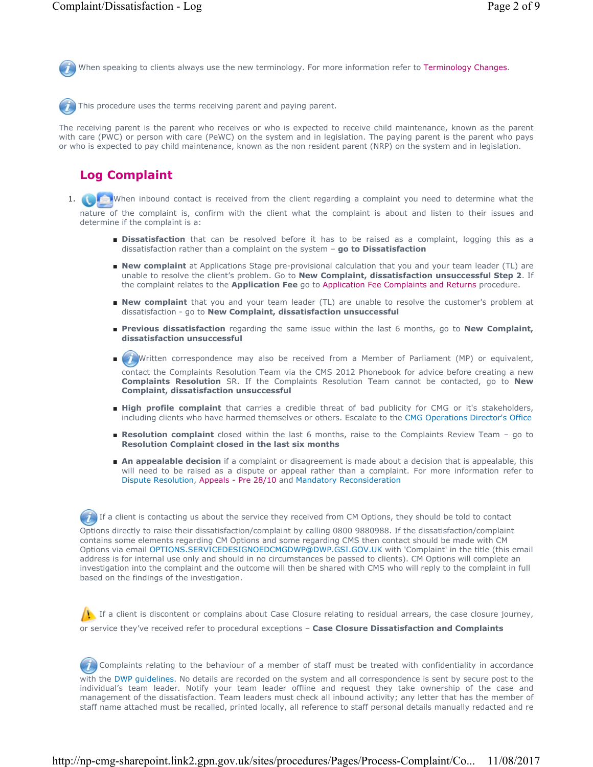When speaking to clients always use the new terminology. For more information refer to Terminology Changes.

This procedure uses the terms receiving parent and paying parent.

The receiving parent is the parent who receives or who is expected to receive child maintenance, known as the parent with care (PWC) or person with care (PeWC) on the system and in legislation. The paying parent is the parent who pays or who is expected to pay child maintenance, known as the non resident parent (NRP) on the system and in legislation.

## Log Complaint

1. When inbound contact is received from the client regarding a complaint you need to determine what the nature of the complaint is, confirm with the client what the complaint is about and listen to their issues and determine if the complaint is a:
   - **Dissatisfaction** that can be resolved before it has to be raised as a complaint, logging this as a dissatisfaction rather than a complaint on the system – **go to Dissatisfaction**
   - **New complaint** at Applications Stage pre-provisional calculation that you and your team leader (TL) are unable to resolve the client's problem. Go to **New Complaint, dissatisfaction unsuccessful Step 2**. If the complaint relates to the **Application Fee** go to Application Fee Complaints and Returns procedure.
   - **New complaint** that you and your team leader (TL) are unable to resolve the customer's problem at dissatisfaction - go to **New Complaint, dissatisfaction unsuccessful**
   - **Previous dissatisfaction** regarding the same issue within the last 6 months, go to **New Complaint, dissatisfaction unsuccessful**
   - Written correspondence may also be received from a Member of Parliament (MP) or equivalent, contact the Complaints Resolution Team via the CMS 2012 Phonebook for advice before creating a new **Complaints Resolution** SR. If the Complaints Resolution Team cannot be contacted, go to **New Complaint, dissatisfaction unsuccessful**
   - **High profile complaint** that carries a credible threat of bad publicity for CMG or it's stakeholders, including clients who have harmed themselves or others. Escalate to the CMG Operations Director's Office
   - **Resolution complaint** closed within the last 6 months, raise to the Complaints Review Team – go to **Resolution Complaint closed in the last six months**
   - **An appealable decision** if a complaint or disagreement is made about a decision that is appealable, this will need to be raised as a dispute or appeal rather than a complaint. For more information refer to Dispute Resolution, Appeals - Pre 28/10 and Mandatory Reconsideration

If a client is contacting us about the service they received from CM Options, they should be told to contact Options directly to raise their dissatisfaction/complaint by calling 0800 9880988. If the dissatisfaction/complaint contains some elements regarding CM Options and some regarding CMS then contact should be made with CM Options via email OPTIONS.SERVICEDESIGNOEDCMGDWP@DWP.GSI.GOV.UK with 'Complaint' in the title (this email address is for internal use only and should in no circumstances be passed to clients). CM Options will complete an investigation into the complaint and the outcome will then be shared with CMS who will reply to the complaint in full based on the findings of the investigation.

If a client is discontent or complains about Case Closure relating to residual arrears, the case closure journey, or service they've received refer to procedural exceptions – **Case Closure Dissatisfaction and Complaints**

Complaints relating to the behaviour of a member of staff must be treated with confidentiality in accordance with the DWP guidelines. No details are recorded on the system and all correspondence is sent by secure post to the individual's team leader. Notify your team leader offline and request they take ownership of the case and management of the dissatisfaction. Team leaders must check all inbound activity; any letter that has the member of staff name attached must be recalled, printed locally, all reference to staff personal details manually redacted and re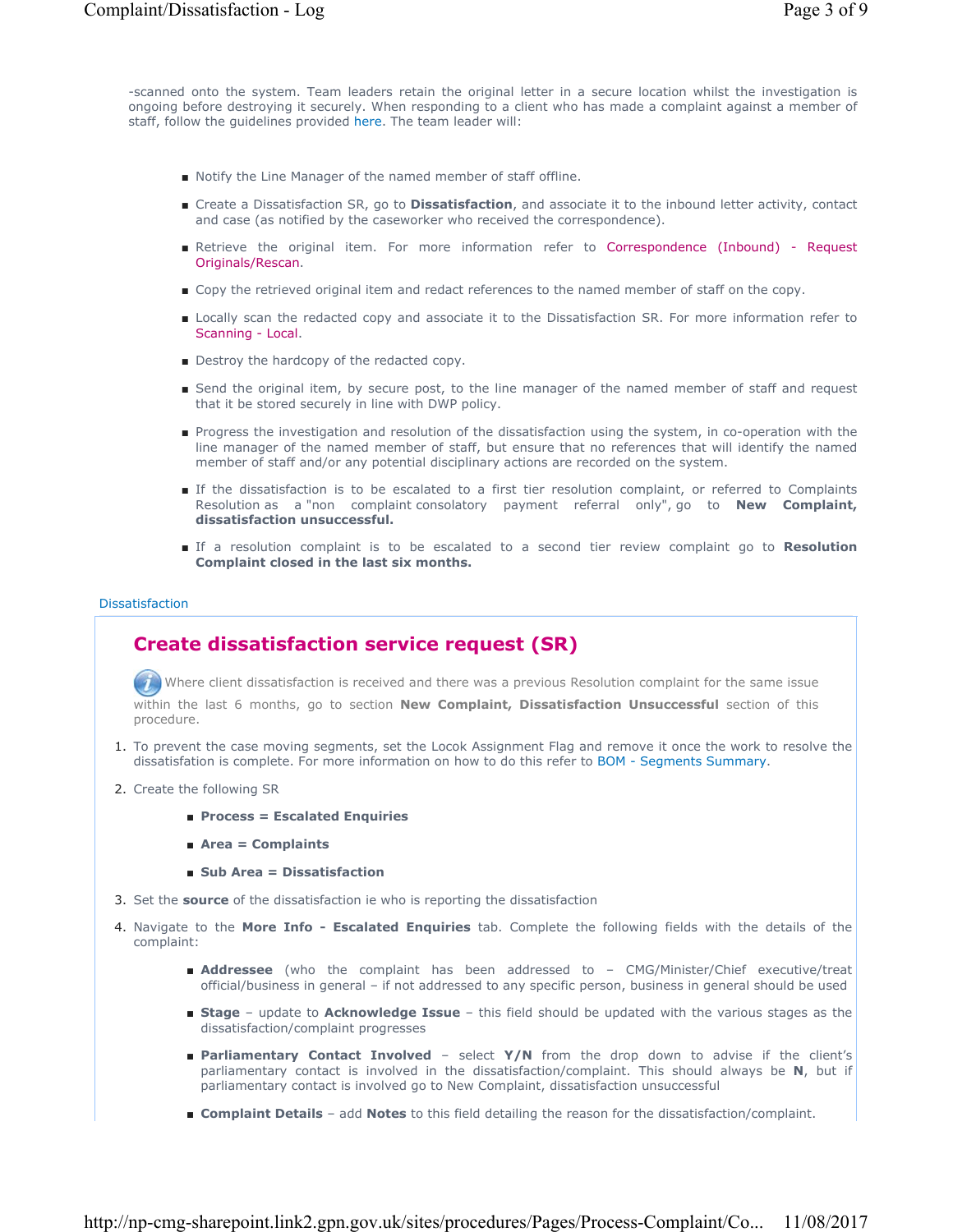-scanned onto the system. Team leaders retain the original letter in a secure location whilst the investigation is ongoing before destroying it securely. When responding to a client who has made a complaint against a member of staff, follow the guidelines provided here. The team leader will:

- Notify the Line Manager of the named member of staff offline.
- Create a Dissatisfaction SR, go to **Dissatisfaction**, and associate it to the inbound letter activity, contact and case (as notified by the caseworker who received the correspondence).
- Retrieve the original item. For more information refer to Correspondence (Inbound) - Request Originals/Rescan.
- Copy the retrieved original item and redact references to the named member of staff on the copy.
- Locally scan the redacted copy and associate it to the Dissatisfaction SR. For more information refer to Scanning - Local.
- Destroy the hardcopy of the redacted copy.
- Send the original item, by secure post, to the line manager of the named member of staff and request that it be stored securely in line with DWP policy.
- Progress the investigation and resolution of the dissatisfaction using the system, in co-operation with the line manager of the named member of staff, but ensure that no references that will identify the named member of staff and/or any potential disciplinary actions are recorded on the system.
- If the dissatisfaction is to be escalated to a first tier resolution complaint, or referred to Complaints Resolution as a "non complaint consolatory payment referral only", go to **New Complaint, dissatisfaction unsuccessful.**
- If a resolution complaint is to be escalated to a second tier review complaint go to **Resolution Complaint closed in the last six months.**

Dissatisfaction

## Create dissatisfaction service request (SR)

Where client dissatisfaction is received and there was a previous Resolution complaint for the same issue within the last 6 months, go to section **New Complaint, Dissatisfaction Unsuccessful** section of this procedure.

1. To prevent the case moving segments, set the Locok Assignment Flag and remove it once the work to resolve the dissatisfation is complete. For more information on how to do this refer to BOM - Segments Summary.
2. Create the following SR
   - **Process = Escalated Enquiries**
   - **Area = Complaints**
   - **Sub Area = Dissatisfaction**
3. Set the **source** of the dissatisfaction ie who is reporting the dissatisfaction
4. Navigate to the **More Info - Escalated Enquiries** tab. Complete the following fields with the details of the complaint:
   - **Addressee** (who the complaint has been addressed to – CMG/Minister/Chief executive/treat official/business in general – if not addressed to any specific person, business in general should be used
   - **Stage** – update to **Acknowledge Issue** – this field should be updated with the various stages as the dissatisfaction/complaint progresses
   - **Parliamentary Contact Involved** – select **Y/N** from the drop down to advise if the client's parliamentary contact is involved in the dissatisfaction/complaint. This should always be **N**, but if parliamentary contact is involved go to New Complaint, dissatisfaction unsuccessful
   - **Complaint Details** – add **Notes** to this field detailing the reason for the dissatisfaction/complaint.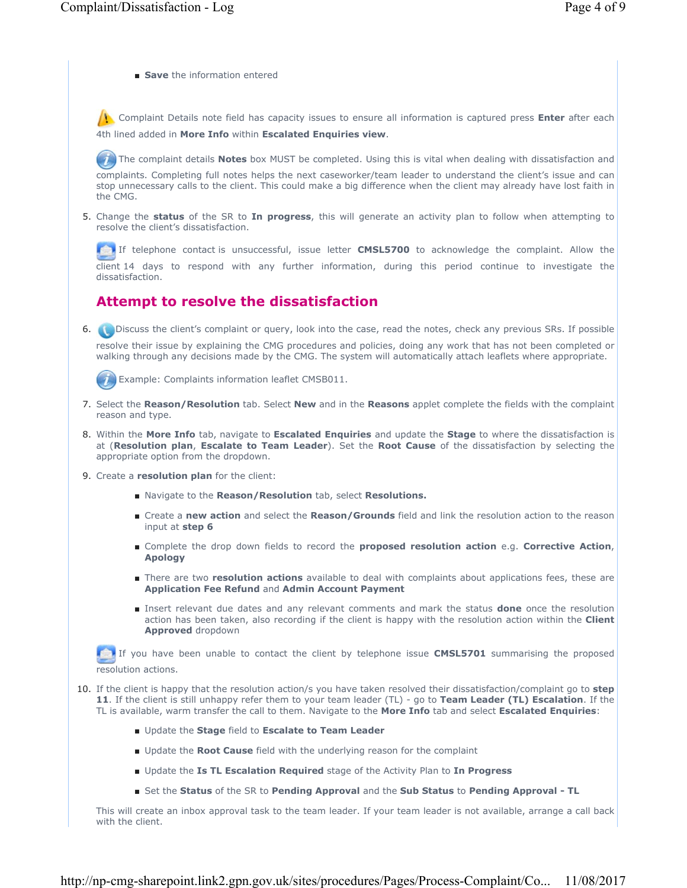- **Save** the information entered

Complaint Details note field has capacity issues to ensure all information is captured press **Enter** after each 4th lined added in **More Info** within **Escalated Enquiries view**.

The complaint details **Notes** box MUST be completed. Using this is vital when dealing with dissatisfaction and complaints. Completing full notes helps the next caseworker/team leader to understand the client's issue and can stop unnecessary calls to the client. This could make a big difference when the client may already have lost faith in the CMG.

5. Change the **status** of the SR to **In progress**, this will generate an activity plan to follow when attempting to resolve the client's dissatisfaction.

If telephone contact is unsuccessful, issue letter **CMSL5700** to acknowledge the complaint. Allow the client 14 days to respond with any further information, during this period continue to investigate the dissatisfaction.

## Attempt to resolve the dissatisfaction

6. Discuss the client's complaint or query, look into the case, read the notes, check any previous SRs. If possible resolve their issue by explaining the CMG procedures and policies, doing any work that has not been completed or walking through any decisions made by the CMG. The system will automatically attach leaflets where appropriate.

Example: Complaints information leaflet CMSB011.

7. Select the **Reason/Resolution** tab. Select **New** and in the **Reasons** applet complete the fields with the complaint reason and type.
8. Within the **More Info** tab, navigate to **Escalated Enquiries** and update the **Stage** to where the dissatisfaction is at (**Resolution plan**, **Escalate to Team Leader**). Set the **Root Cause** of the dissatisfaction by selecting the appropriate option from the dropdown.
9. Create a **resolution plan** for the client:
   - Navigate to the **Reason/Resolution** tab, select **Resolutions.**
   - Create a **new action** and select the **Reason/Grounds** field and link the resolution action to the reason input at **step 6**
   - Complete the drop down fields to record the **proposed resolution action** e.g. **Corrective Action**, **Apology**
   - There are two **resolution actions** available to deal with complaints about applications fees, these are **Application Fee Refund** and **Admin Account Payment**
   - Insert relevant due dates and any relevant comments and mark the status **done** once the resolution action has been taken, also recording if the client is happy with the resolution action within the **Client Approved** dropdown

If you have been unable to contact the client by telephone issue **CMSL5701** summarising the proposed resolution actions.

10. If the client is happy that the resolution action/s you have taken resolved their dissatisfaction/complaint go to **step 11**. If the client is still unhappy refer them to your team leader (TL) - go to **Team Leader (TL) Escalation**. If the TL is available, warm transfer the call to them. Navigate to the **More Info** tab and select **Escalated Enquiries**:
    - Update the **Stage** field to **Escalate to Team Leader**
    - Update the **Root Cause** field with the underlying reason for the complaint
    - Update the **Is TL Escalation Required** stage of the Activity Plan to **In Progress**
    - Set the **Status** of the SR to **Pending Approval** and the **Sub Status** to **Pending Approval - TL**

This will create an inbox approval task to the team leader. If your team leader is not available, arrange a call back with the client.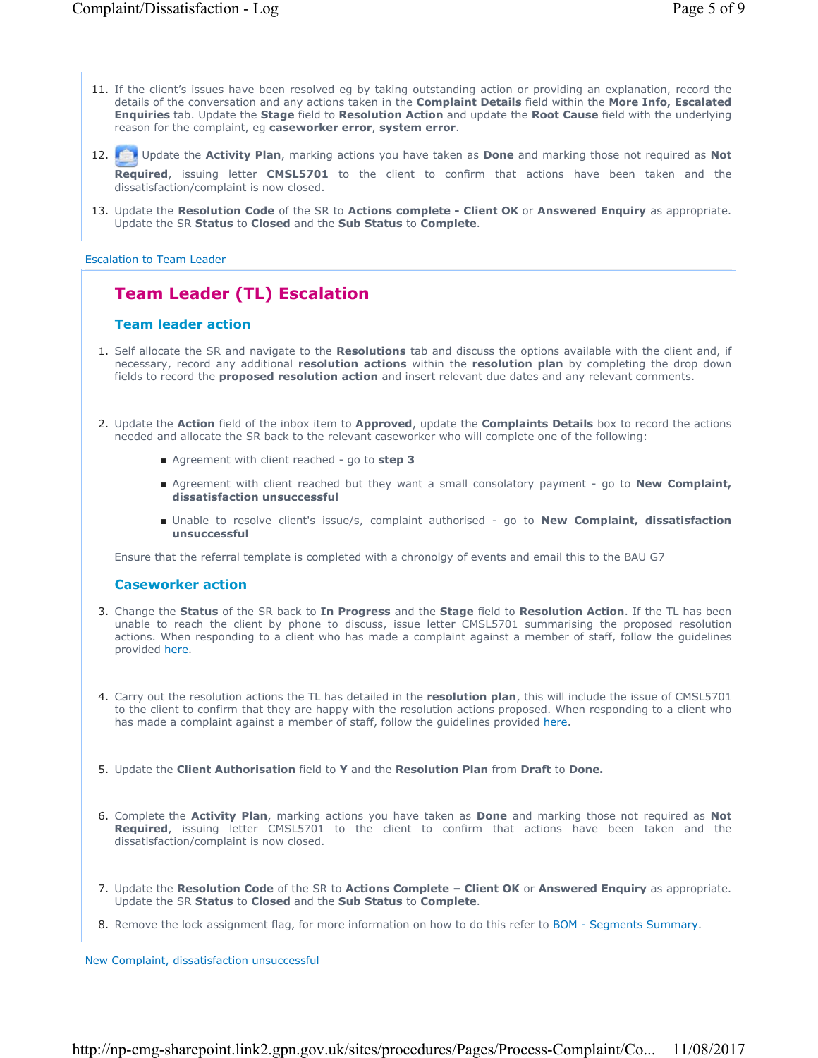11. If the client's issues have been resolved eg by taking outstanding action or providing an explanation, record the details of the conversation and any actions taken in the **Complaint Details** field within the **More Info, Escalated Enquiries** tab. Update the **Stage** field to **Resolution Action** and update the **Root Cause** field with the underlying reason for the complaint, eg **caseworker error**, **system error**.

12. Update the **Activity Plan**, marking actions you have taken as **Done** and marking those not required as **Not Required**, issuing letter **CMSL5701** to the client to confirm that actions have been taken and the dissatisfaction/complaint is now closed.

13. Update the **Resolution Code** of the SR to **Actions complete - Client OK** or **Answered Enquiry** as appropriate. Update the SR **Status** to **Closed** and the **Sub Status** to **Complete**.

Escalation to Team Leader

# Team Leader (TL) Escalation

## Team leader action

1. Self allocate the SR and navigate to the **Resolutions** tab and discuss the options available with the client and, if necessary, record any additional **resolution actions** within the **resolution plan** by completing the drop down fields to record the **proposed resolution action** and insert relevant due dates and any relevant comments.

2. Update the **Action** field of the inbox item to **Approved**, update the **Complaints Details** box to record the actions needed and allocate the SR back to the relevant caseworker who will complete one of the following:

   - Agreement with client reached - go to **step 3**
   - Agreement with client reached but they want a small consolatory payment - go to **New Complaint, dissatisfaction unsuccessful**
   - Unable to resolve client's issue/s, complaint authorised - go to **New Complaint, dissatisfaction unsuccessful**

   Ensure that the referral template is completed with a chronolgy of events and email this to the BAU G7

## Caseworker action

3. Change the **Status** of the SR back to **In Progress** and the **Stage** field to **Resolution Action**. If the TL has been unable to reach the client by phone to discuss, issue letter CMSL5701 summarising the proposed resolution actions. When responding to a client who has made a complaint against a member of staff, follow the guidelines provided here.

4. Carry out the resolution actions the TL has detailed in the **resolution plan**, this will include the issue of CMSL5701 to the client to confirm that they are happy with the resolution actions proposed. When responding to a client who has made a complaint against a member of staff, follow the guidelines provided here.

5. Update the **Client Authorisation** field to **Y** and the **Resolution Plan** from **Draft** to **Done.**

6. Complete the **Activity Plan**, marking actions you have taken as **Done** and marking those not required as **Not Required**, issuing letter CMSL5701 to the client to confirm that actions have been taken and the dissatisfaction/complaint is now closed.

7. Update the **Resolution Code** of the SR to **Actions Complete – Client OK** or **Answered Enquiry** as appropriate. Update the SR **Status** to **Closed** and the **Sub Status** to **Complete**.

8. Remove the lock assignment flag, for more information on how to do this refer to BOM - Segments Summary.

New Complaint, dissatisfaction unsuccessful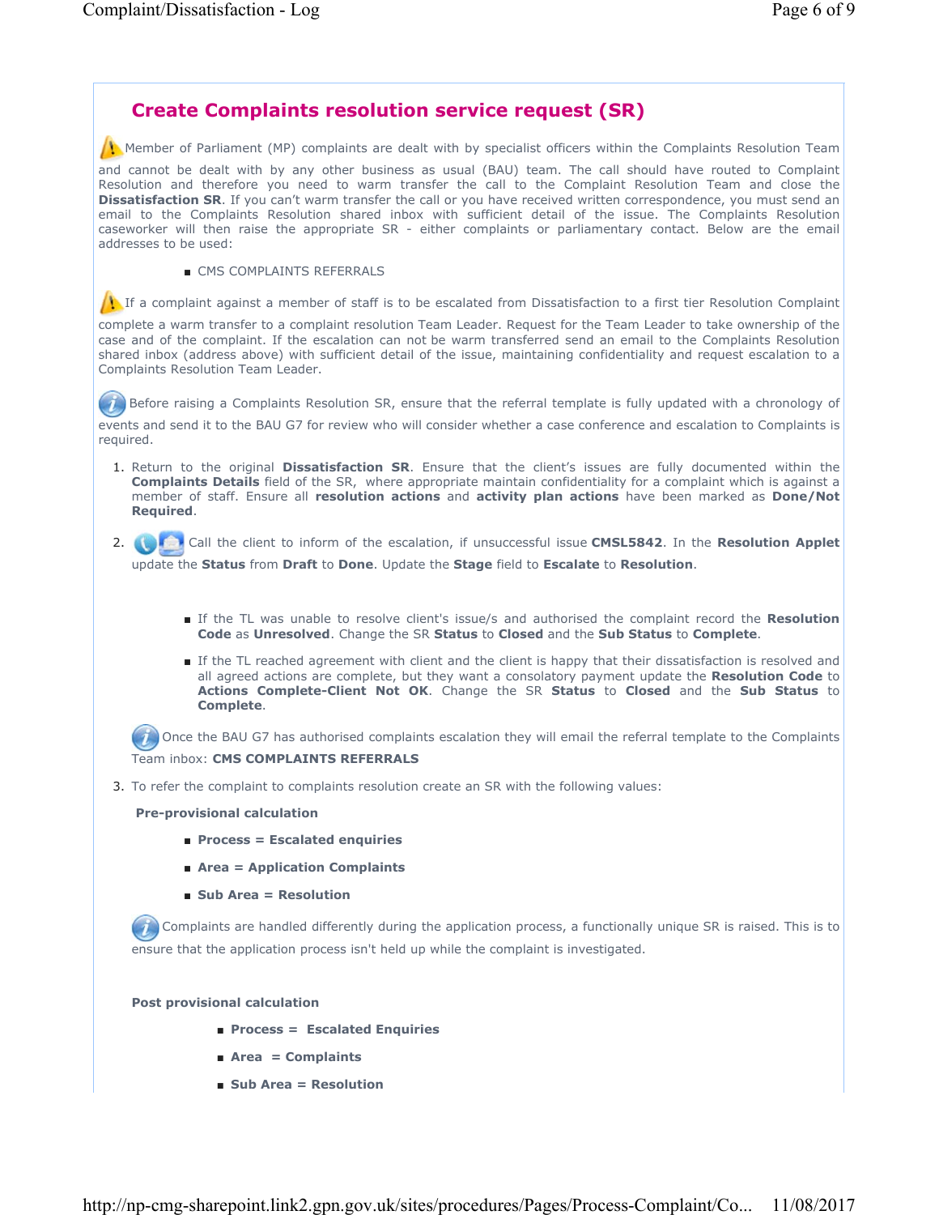## Create Complaints resolution service request (SR)

Member of Parliament (MP) complaints are dealt with by specialist officers within the Complaints Resolution Team and cannot be dealt with by any other business as usual (BAU) team. The call should have routed to Complaint Resolution and therefore you need to warm transfer the call to the Complaint Resolution Team and close the **Dissatisfaction SR**. If you can't warm transfer the call or you have received written correspondence, you must send an email to the Complaints Resolution shared inbox with sufficient detail of the issue. The Complaints Resolution caseworker will then raise the appropriate SR - either complaints or parliamentary contact. Below are the email addresses to be used:

- CMS COMPLAINTS REFERRALS

If a complaint against a member of staff is to be escalated from Dissatisfaction to a first tier Resolution Complaint complete a warm transfer to a complaint resolution Team Leader. Request for the Team Leader to take ownership of the case and of the complaint. If the escalation can not be warm transferred send an email to the Complaints Resolution shared inbox (address above) with sufficient detail of the issue, maintaining confidentiality and request escalation to a Complaints Resolution Team Leader.

Before raising a Complaints Resolution SR, ensure that the referral template is fully updated with a chronology of events and send it to the BAU G7 for review who will consider whether a case conference and escalation to Complaints is required.

1. Return to the original **Dissatisfaction SR**. Ensure that the client's issues are fully documented within the **Complaints Details** field of the SR, where appropriate maintain confidentiality for a complaint which is against a member of staff. Ensure all **resolution actions** and **activity plan actions** have been marked as **Done/Not Required**.

2. Call the client to inform of the escalation, if unsuccessful issue **CMSL5842**. In the **Resolution Applet** update the **Status** from **Draft** to **Done**. Update the **Stage** field to **Escalate** to **Resolution**.

   - If the TL was unable to resolve client's issue/s and authorised the complaint record the **Resolution Code** as **Unresolved**. Change the SR **Status** to **Closed** and the **Sub Status** to **Complete**.
   - If the TL reached agreement with client and the client is happy that their dissatisfaction is resolved and all agreed actions are complete, but they want a consolatory payment update the **Resolution Code** to **Actions Complete-Client Not OK**. Change the SR **Status** to **Closed** and the **Sub Status** to **Complete**.

   Once the BAU G7 has authorised complaints escalation they will email the referral template to the Complaints Team inbox: **CMS COMPLAINTS REFERRALS**

3. To refer the complaint to complaints resolution create an SR with the following values:

   **Pre-provisional calculation**

   - **Process = Escalated enquiries**
   - **Area = Application Complaints**
   - **Sub Area = Resolution**

   Complaints are handled differently during the application process, a functionally unique SR is raised. This is to ensure that the application process isn't held up while the complaint is investigated.

   **Post provisional calculation**

   - **Process = Escalated Enquiries**
   - **Area = Complaints**
   - **Sub Area = Resolution**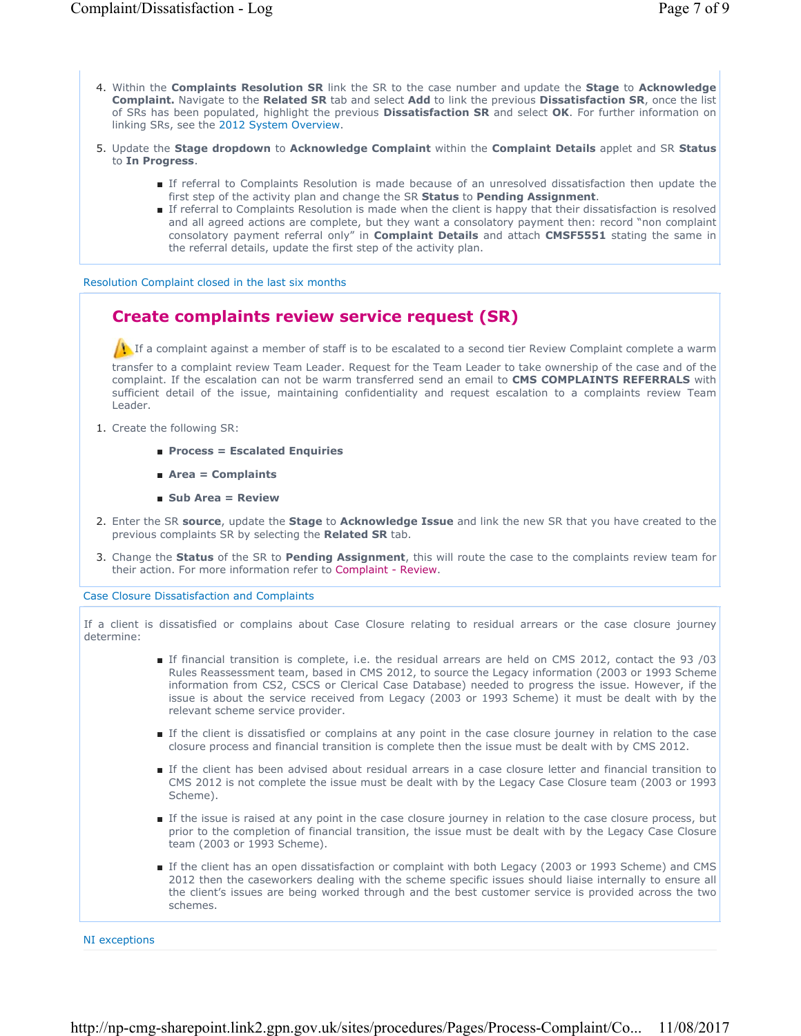4. Within the **Complaints Resolution SR** link the SR to the case number and update the **Stage** to **Acknowledge Complaint.** Navigate to the **Related SR** tab and select **Add** to link the previous **Dissatisfaction SR**, once the list of SRs has been populated, highlight the previous **Dissatisfaction SR** and select **OK**. For further information on linking SRs, see the 2012 System Overview.

5. Update the **Stage dropdown** to **Acknowledge Complaint** within the **Complaint Details** applet and SR **Status** to **In Progress**.

   - If referral to Complaints Resolution is made because of an unresolved dissatisfaction then update the first step of the activity plan and change the SR **Status** to **Pending Assignment**.
   - If referral to Complaints Resolution is made when the client is happy that their dissatisfaction is resolved and all agreed actions are complete, but they want a consolatory payment then: record "non complaint consolatory payment referral only" in **Complaint Details** and attach **CMSF5551** stating the same in the referral details, update the first step of the activity plan.

Resolution Complaint closed in the last six months

## Create complaints review service request (SR)

If a complaint against a member of staff is to be escalated to a second tier Review Complaint complete a warm transfer to a complaint review Team Leader. Request for the Team Leader to take ownership of the case and of the complaint. If the escalation can not be warm transferred send an email to **CMS COMPLAINTS REFERRALS** with sufficient detail of the issue, maintaining confidentiality and request escalation to a complaints review Team Leader.

1. Create the following SR:

   - **Process = Escalated Enquiries**
   - **Area = Complaints**
   - **Sub Area = Review**

2. Enter the SR **source**, update the **Stage** to **Acknowledge Issue** and link the new SR that you have created to the previous complaints SR by selecting the **Related SR** tab.

3. Change the **Status** of the SR to **Pending Assignment**, this will route the case to the complaints review team for their action. For more information refer to Complaint - Review.

Case Closure Dissatisfaction and Complaints

If a client is dissatisfied or complains about Case Closure relating to residual arrears or the case closure journey determine:

- If financial transition is complete, i.e. the residual arrears are held on CMS 2012, contact the 93 /03 Rules Reassessment team, based in CMS 2012, to source the Legacy information (2003 or 1993 Scheme information from CS2, CSCS or Clerical Case Database) needed to progress the issue. However, if the issue is about the service received from Legacy (2003 or 1993 Scheme) it must be dealt with by the relevant scheme service provider.

- If the client is dissatisfied or complains at any point in the case closure journey in relation to the case closure process and financial transition is complete then the issue must be dealt with by CMS 2012.

- If the client has been advised about residual arrears in a case closure letter and financial transition to CMS 2012 is not complete the issue must be dealt with by the Legacy Case Closure team (2003 or 1993 Scheme).

- If the issue is raised at any point in the case closure journey in relation to the case closure process, but prior to the completion of financial transition, the issue must be dealt with by the Legacy Case Closure team (2003 or 1993 Scheme).

- If the client has an open dissatisfaction or complaint with both Legacy (2003 or 1993 Scheme) and CMS 2012 then the caseworkers dealing with the scheme specific issues should liaise internally to ensure all the client's issues are being worked through and the best customer service is provided across the two schemes.

NI exceptions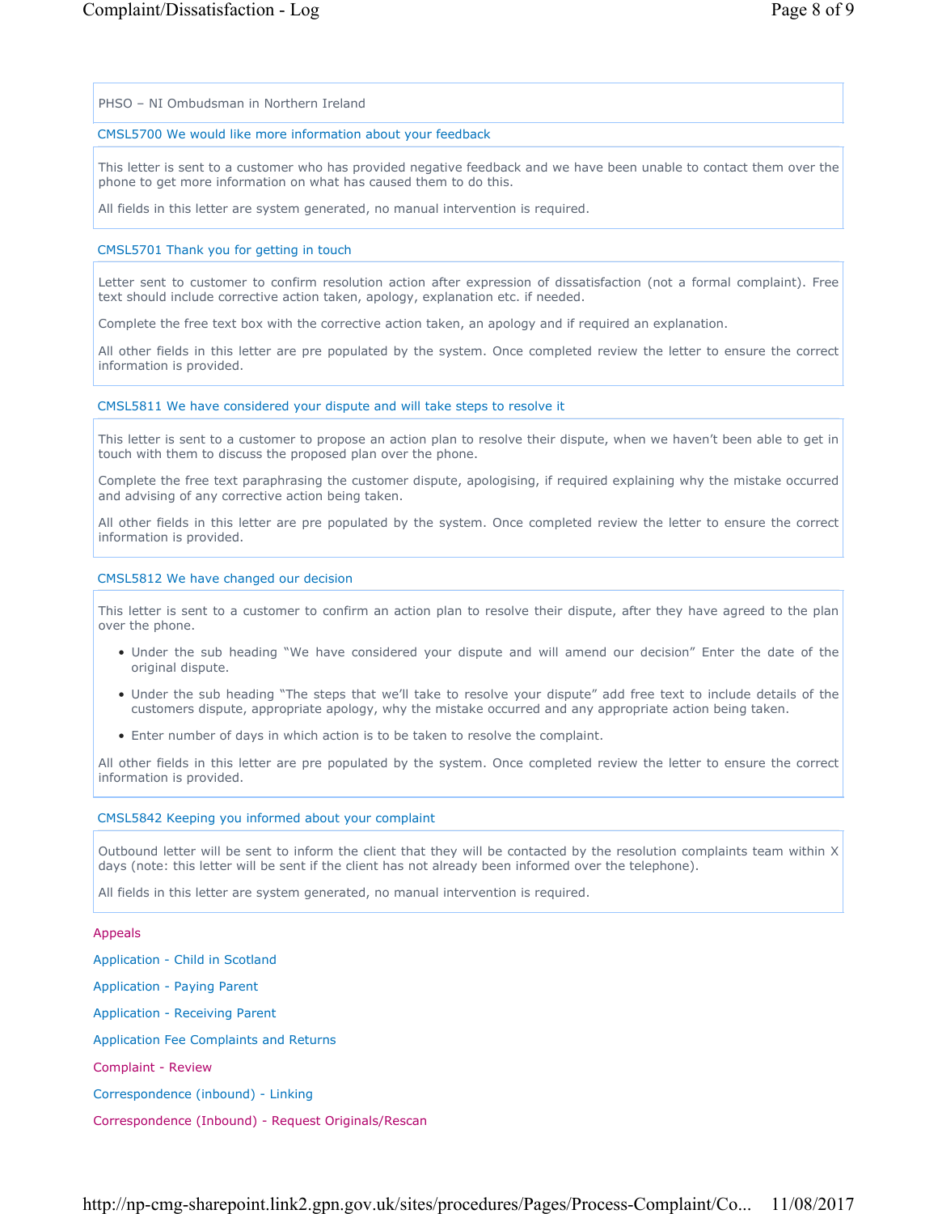PHSO – NI Ombudsman in Northern Ireland

### CMSL5700 We would like more information about your feedback

This letter is sent to a customer who has provided negative feedback and we have been unable to contact them over the phone to get more information on what has caused them to do this.

All fields in this letter are system generated, no manual intervention is required.

### CMSL5701 Thank you for getting in touch

Letter sent to customer to confirm resolution action after expression of dissatisfaction (not a formal complaint). Free text should include corrective action taken, apology, explanation etc. if needed.

Complete the free text box with the corrective action taken, an apology and if required an explanation.

All other fields in this letter are pre populated by the system. Once completed review the letter to ensure the correct information is provided.

### CMSL5811 We have considered your dispute and will take steps to resolve it

This letter is sent to a customer to propose an action plan to resolve their dispute, when we haven't been able to get in touch with them to discuss the proposed plan over the phone.

Complete the free text paraphrasing the customer dispute, apologising, if required explaining why the mistake occurred and advising of any corrective action being taken.

All other fields in this letter are pre populated by the system. Once completed review the letter to ensure the correct information is provided.

### CMSL5812 We have changed our decision

This letter is sent to a customer to confirm an action plan to resolve their dispute, after they have agreed to the plan over the phone.

- Under the sub heading "We have considered your dispute and will amend our decision" Enter the date of the original dispute.
- Under the sub heading "The steps that we'll take to resolve your dispute" add free text to include details of the customers dispute, appropriate apology, why the mistake occurred and any appropriate action being taken.
- Enter number of days in which action is to be taken to resolve the complaint.

All other fields in this letter are pre populated by the system. Once completed review the letter to ensure the correct information is provided.

### CMSL5842 Keeping you informed about your complaint

Outbound letter will be sent to inform the client that they will be contacted by the resolution complaints team within X days (note: this letter will be sent if the client has not already been informed over the telephone).

All fields in this letter are system generated, no manual intervention is required.

Appeals

Application - Child in Scotland

Application - Paying Parent

Application - Receiving Parent

Application Fee Complaints and Returns

Complaint - Review

Correspondence (inbound) - Linking

Correspondence (Inbound) - Request Originals/Rescan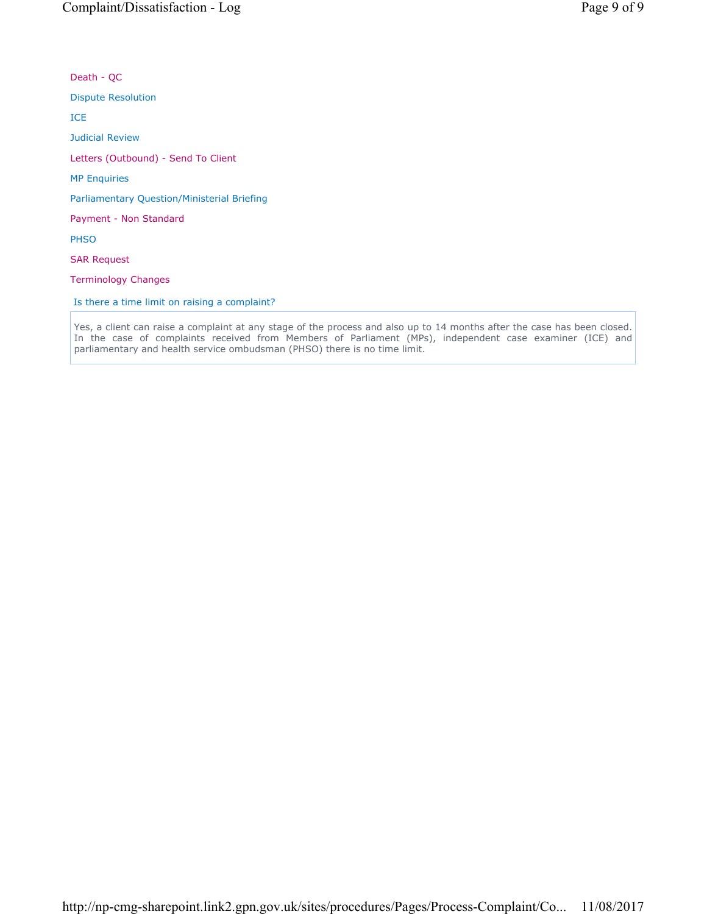Death - QC

Dispute Resolution

ICE

Judicial Review

Letters (Outbound) - Send To Client

MP Enquiries

Parliamentary Question/Ministerial Briefing

Payment - Non Standard

PHSO

SAR Request

Terminology Changes

Is there a time limit on raising a complaint?

Yes, a client can raise a complaint at any stage of the process and also up to 14 months after the case has been closed. In the case of complaints received from Members of Parliament (MPs), independent case examiner (ICE) and parliamentary and health service ombudsman (PHSO) there is no time limit.